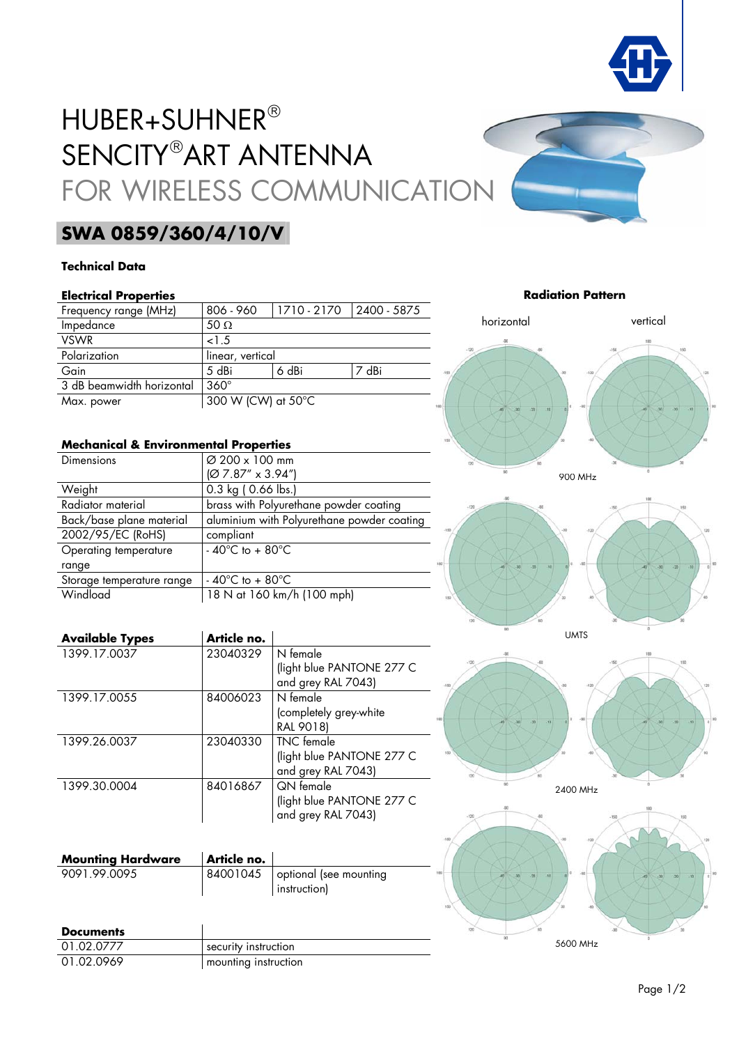# HUBER+SUHNER®
# SENCITY®ART ANTENNA
# FOR WIRELESS COMMUNICATION

## SWA 0859/360/4/10/V

### Technical Data

**Electrical Properties**

| Frequency range (MHz) | 806 - 960 | 1710 - 2170 | 2400 - 5875 |
|---|---|---|---|
| Impedance | 50 Ω | | |
| VSWR | <1.5 | | |
| Polarization | linear, vertical | | |
| Gain | 5 dBi | 6 dBi | 7 dBi |
| 3 dB beamwidth horizontal | 360° | | |
| Max. power | 300 W (CW) at 50°C | | |

**Mechanical & Environmental Properties**

| | |
|---|---|
| Dimensions | Ø 200 x 100 mm (Ø 7.87" x 3.94") |
| Weight | 0.3 kg ( 0.66 lbs.) |
| Radiator material | brass with Polyurethane powder coating |
| Back/base plane material | aluminium with Polyurethane powder coating |
| 2002/95/EC (RoHS) | compliant |
| Operating temperature range | - 40°C to + 80°C |
| Storage temperature range | - 40°C to + 80°C |
| Windload | 18 N at 160 km/h (100 mph) |

| Available Types | Article no. | |
|---|---|---|
| 1399.17.0037 | 23040329 | N female (light blue PANTONE 277 C and grey RAL 7043) |
| 1399.17.0055 | 84006023 | N female (completely grey-white RAL 9018) |
| 1399.26.0037 | 23040330 | TNC female (light blue PANTONE 277 C and grey RAL 7043) |
| 1399.30.0004 | 84016867 | QN female (light blue PANTONE 277 C and grey RAL 7043) |

| Mounting Hardware | Article no. | |
|---|---|---|
| 9091.99.0095 | 84001045 | optional (see mounting instruction) |

| Documents | |
|---|---|
| 01.02.0777 | security instruction |
| 01.02.0969 | mounting instruction |

**Radiation Pattern**

horizontal | vertical

900 MHz

UMTS

2400 MHz

5600 MHz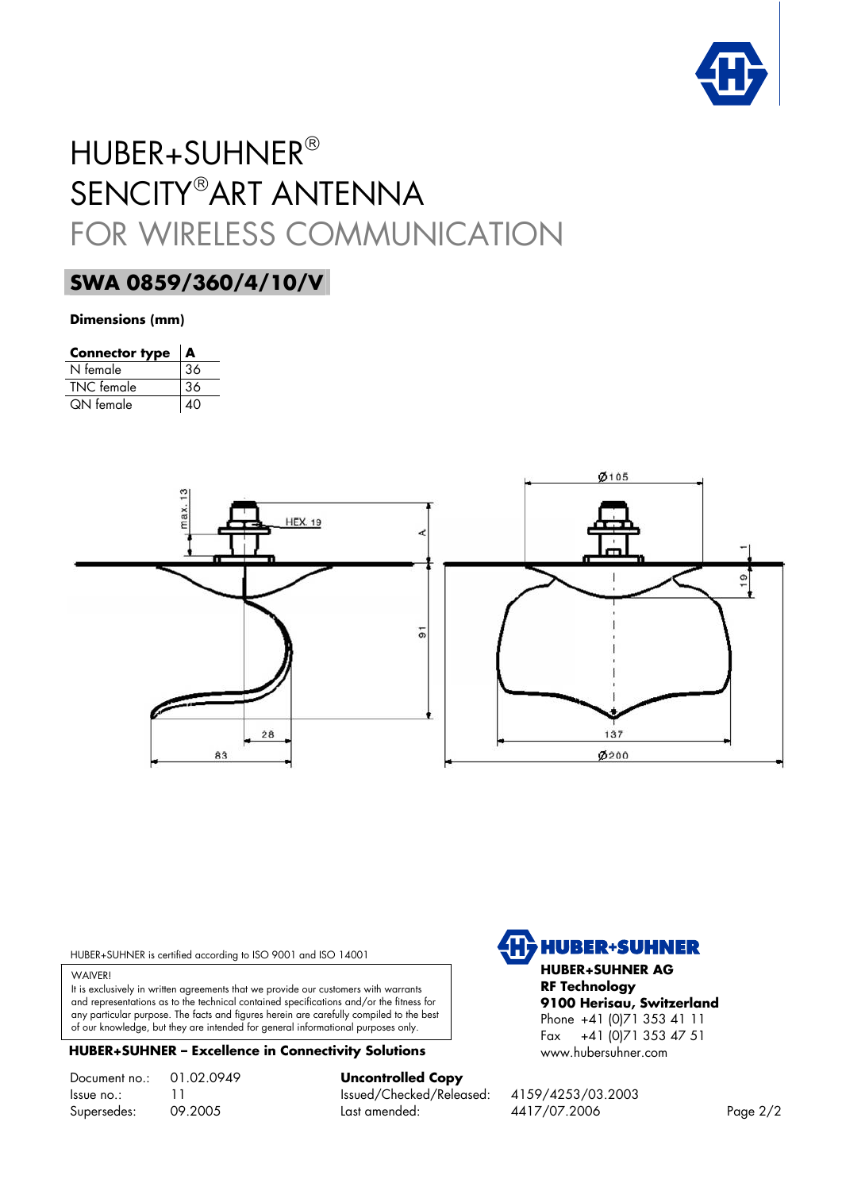# HUBER+SUHNER®
# SENCITY®ART ANTENNA
# FOR WIRELESS COMMUNICATION

## SWA 0859/360/4/10/V

**Dimensions (mm)**

| Connector type | A |
|---|---|
| N female | 36 |
| TNC female | 36 |
| QN female | 40 |

max. 13
HEX. 19
A
91
28
83
Ø105
1
19
137
Ø200

HUBER+SUHNER is certified according to ISO 9001 and ISO 14001

WAIVER!
It is exclusively in written agreements that we provide our customers with warrants and representations as to the technical contained specifications and/or the fitness for any particular purpose. The facts and figures herein are carefully compiled to the best of our knowledge, but they are intended for general informational purposes only.

**HUBER+SUHNER – Excellence in Connectivity Solutions**

**HUBER+SUHNER**

**HUBER+SUHNER AG**
**RF Technology**
**9100 Herisau, Switzerland**
Phone +41 (0)71 353 41 11
Fax +41 (0)71 353 47 51
www.hubersuhner.com

Document no.: 01.02.0949
Issue no.: 11
Supersedes: 09.2005

**Uncontrolled Copy**
Issued/Checked/Released: 4159/4253/03.2003
Last amended: 4417/07.2006